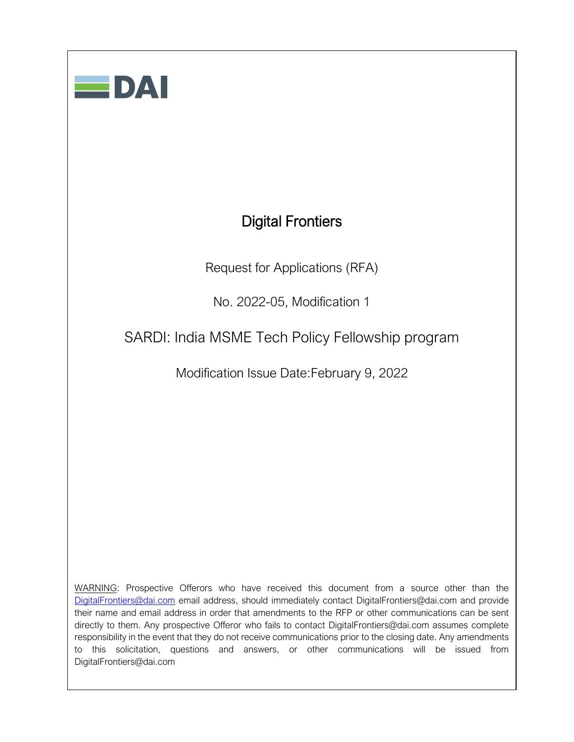DAI

# Digital Frontiers

Request for Applications (RFA)

No. 2022-05, Modification 1

## SARDI: India MSME Tech Policy Fellowship program

Modification Issue Date:February 9, 2022

WARNING: Prospective Offerors who have received this document from a source other than the DigitalFrontiers@dai.com email address, should immediately contact DigitalFrontiers@dai.com and provide their name and email address in order that amendments to the RFP or other communications can be sent directly to them. Any prospective Offeror who fails to contact DigitalFrontiers@dai.com assumes complete responsibility in the event that they do not receive communications prior to the closing date. Any amendments to this solicitation, questions and answers, or other communications will be issued from DigitalFrontiers@dai.com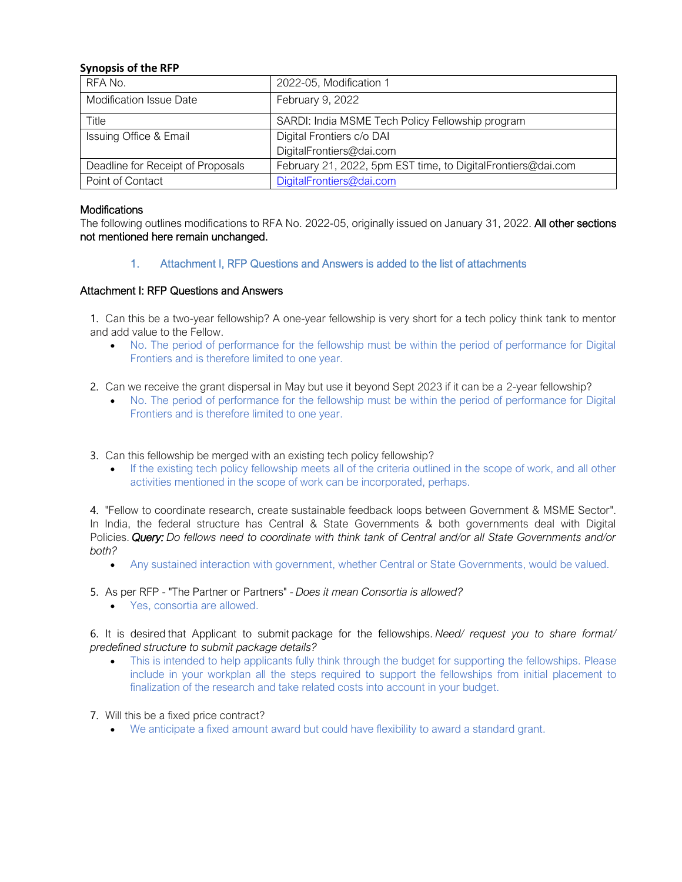**Synopsis of the RFP**

| | |
|---|---|
| RFA No. | 2022-05, Modification 1 |
| Modification Issue Date | February 9, 2022 |
| Title | SARDI: India MSME Tech Policy Fellowship program |
| Issuing Office & Email | Digital Frontiers c/o DAI<br>DigitalFrontiers@dai.com |
| Deadline for Receipt of Proposals | February 21, 2022, 5pm EST time, to DigitalFrontiers@dai.com |
| Point of Contact | DigitalFrontiers@dai.com |

Modifications

The following outlines modifications to RFA No. 2022-05, originally issued on January 31, 2022. All other sections not mentioned here remain unchanged.

1. Attachment I, RFP Questions and Answers is added to the list of attachments

Attachment I: RFP Questions and Answers

1. Can this be a two-year fellowship? A one-year fellowship is very short for a tech policy think tank to mentor and add value to the Fellow.
   - No. The period of performance for the fellowship must be within the period of performance for Digital Frontiers and is therefore limited to one year.

2. Can we receive the grant dispersal in May but use it beyond Sept 2023 if it can be a 2-year fellowship?
   - No. The period of performance for the fellowship must be within the period of performance for Digital Frontiers and is therefore limited to one year.

3. Can this fellowship be merged with an existing tech policy fellowship?
   - If the existing tech policy fellowship meets all of the criteria outlined in the scope of work, and all other activities mentioned in the scope of work can be incorporated, perhaps.

4. "Fellow to coordinate research, create sustainable feedback loops between Government & MSME Sector". In India, the federal structure has Central & State Governments & both governments deal with Digital Policies. ***Query:*** *Do fellows need to coordinate with think tank of Central and/or all State Governments and/or both?*
   - Any sustained interaction with government, whether Central or State Governments, would be valued.

5. As per RFP - "The Partner or Partners" - *Does it mean Consortia is allowed?*
   - Yes, consortia are allowed.

6. It is desired that Applicant to submit package for the fellowships. *Need/ request you to share format/ predefined structure to submit package details?*
   - This is intended to help applicants fully think through the budget for supporting the fellowships. Please include in your workplan all the steps required to support the fellowships from initial placement to finalization of the research and take related costs into account in your budget.

7. Will this be a fixed price contract?
   - We anticipate a fixed amount award but could have flexibility to award a standard grant.